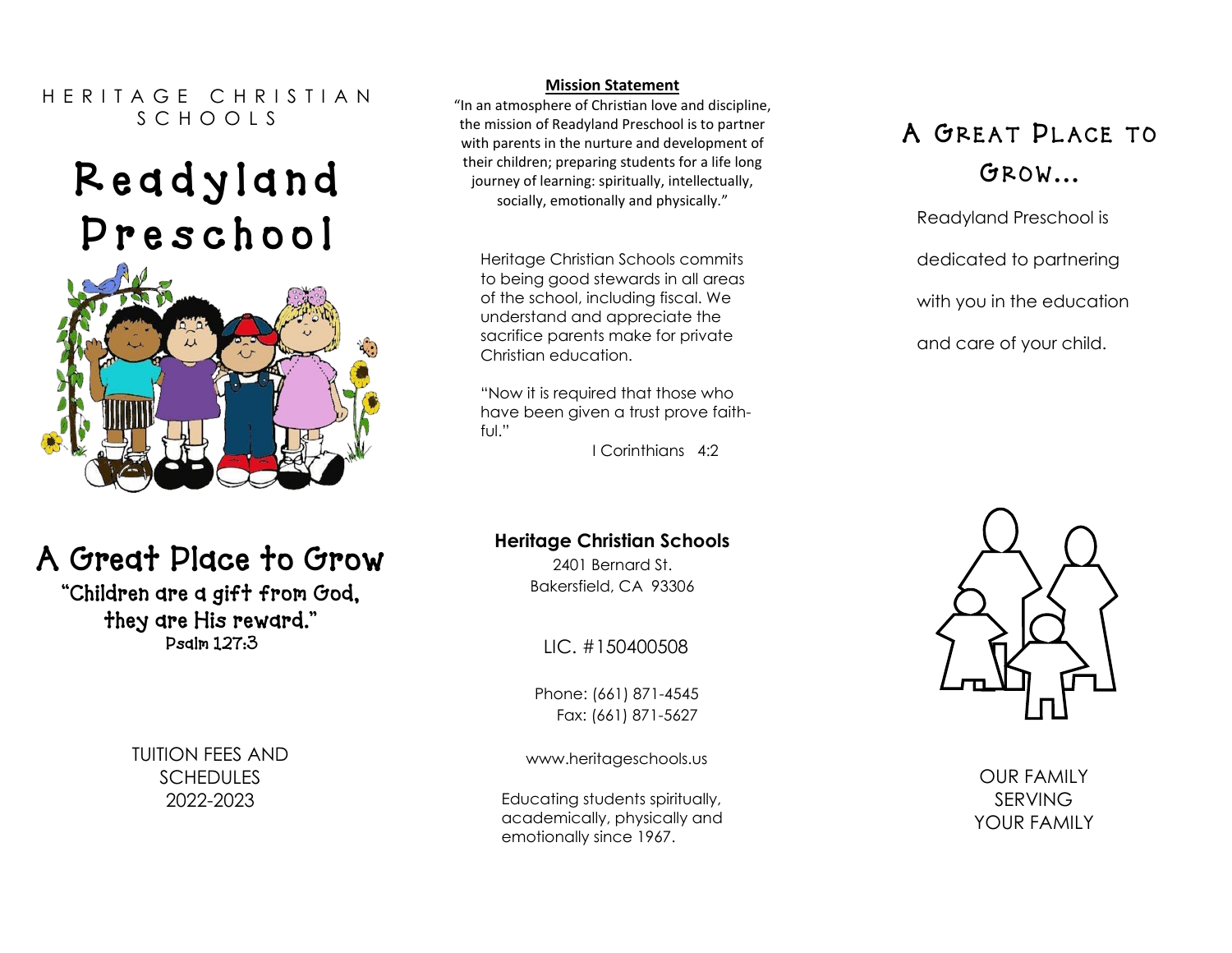HERITAGE CHRISTIAN SCHOOLS

# Readyland Preschool

## A Great Place to Grow

"Children are a gift from God, they are His reward."
Psalm 127:3

TUITION FEES AND SCHEDULES 2022-2023

**Mission Statement**

"In an atmosphere of Christian love and discipline, the mission of Readyland Preschool is to partner with parents in the nurture and development of their children; preparing students for a life long journey of learning: spiritually, intellectually, socially, emotionally and physically."

Heritage Christian Schools commits to being good stewards in all areas of the school, including fiscal. We understand and appreciate the sacrifice parents make for private Christian education.

"Now it is required that those who have been given a trust prove faithful."
I Corinthians 4:2

**Heritage Christian Schools**
2401 Bernard St.
Bakersfield, CA 93306

LIC. #150400508

Phone: (661) 871-4545
Fax: (661) 871-5627

www.heritageschools.us

Educating students spiritually, academically, physically and emotionally since 1967.

## A Great Place to Grow...

Readyland Preschool is dedicated to partnering with you in the education and care of your child.

OUR FAMILY SERVING YOUR FAMILY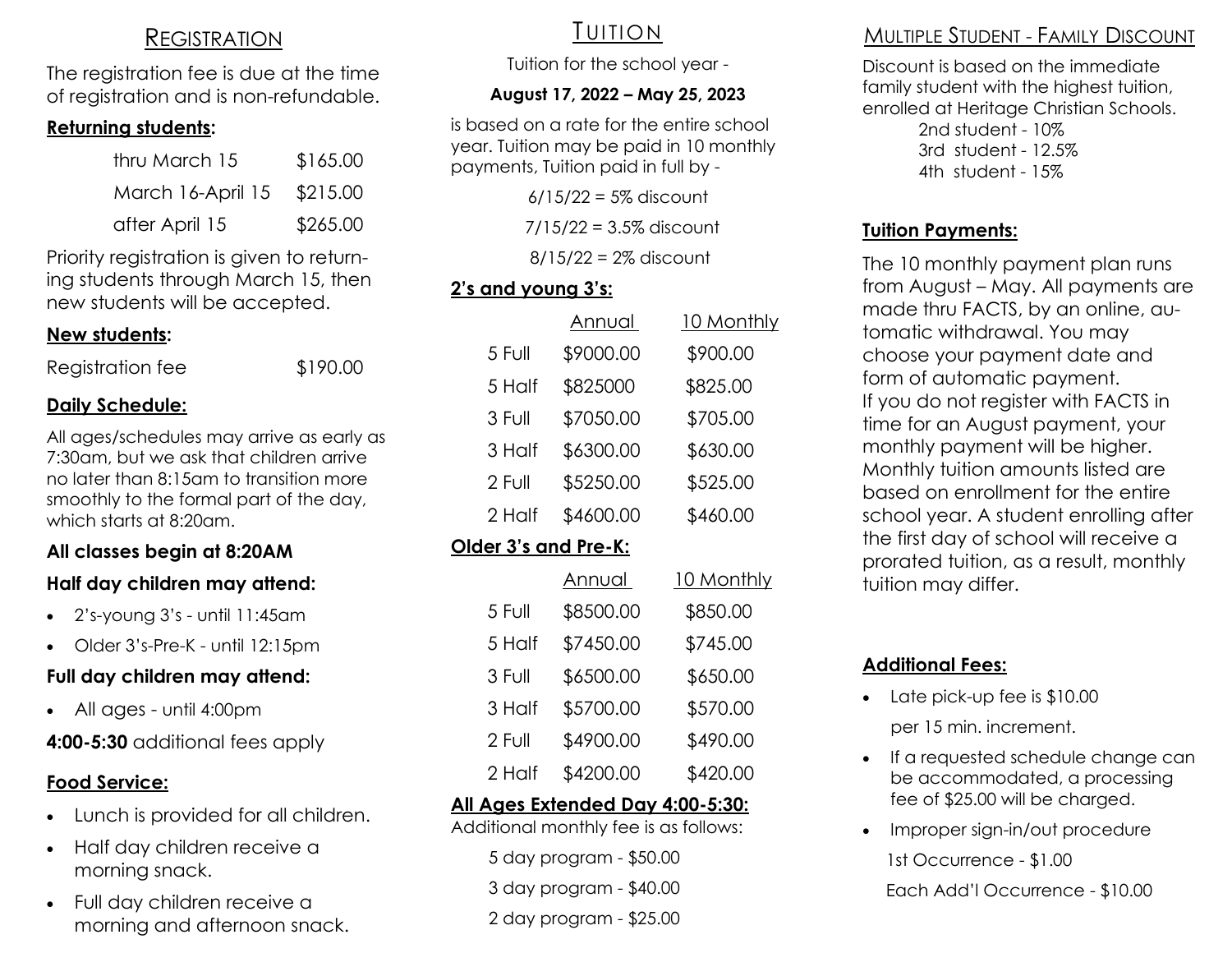## Registration

The registration fee is due at the time of registration and is non-refundable.

**Returning students:**

| | |
|---|---|
| thru March 15 | $165.00 |
| March 16-April 15 | $215.00 |
| after April 15 | $265.00 |

Priority registration is given to returning students through March 15, then new students will be accepted.

**New students:**

| | |
|---|---|
| Registration fee | $190.00 |

**Daily Schedule:**

All ages/schedules may arrive as early as 7:30am, but we ask that children arrive no later than 8:15am to transition more smoothly to the formal part of the day, which starts at 8:20am.

**All classes begin at 8:20AM**

**Half day children may attend:**

- 2's-young 3's - until 11:45am
- Older 3's-Pre-K - until 12:15pm

**Full day children may attend:**

- All ages - until 4:00pm

**4:00-5:30** additional fees apply

**Food Service:**

- Lunch is provided for all children.
- Half day children receive a morning snack.
- Full day children receive a morning and afternoon snack.

## Tuition

Tuition for the school year -

**August 17, 2022 – May 25, 2023**

is based on a rate for the entire school year. Tuition may be paid in 10 monthly payments, Tuition paid in full by -

6/15/22 = 5% discount

7/15/22 = 3.5% discount

8/15/22 = 2% discount

**2's and young 3's:**

| | Annual | 10 Monthly |
|---|---|---|
| 5 Full | $9000.00 | $900.00 |
| 5 Half | $825000 | $825.00 |
| 3 Full | $7050.00 | $705.00 |
| 3 Half | $6300.00 | $630.00 |
| 2 Full | $5250.00 | $525.00 |
| 2 Half | $4600.00 | $460.00 |

**Older 3's and Pre-K:**

| | Annual | 10 Monthly |
|---|---|---|
| 5 Full | $8500.00 | $850.00 |
| 5 Half | $7450.00 | $745.00 |
| 3 Full | $6500.00 | $650.00 |
| 3 Half | $5700.00 | $570.00 |
| 2 Full | $4900.00 | $490.00 |
| 2 Half | $4200.00 | $420.00 |

**All Ages Extended Day 4:00-5:30:**

Additional monthly fee is as follows:

5 day program - $50.00

3 day program - $40.00

2 day program - $25.00

## Multiple Student - Family Discount

Discount is based on the immediate family student with the highest tuition, enrolled at Heritage Christian Schools.

2nd student - 10%
3rd student - 12.5%
4th student - 15%

**Tuition Payments:**

The 10 monthly payment plan runs from August – May. All payments are made thru FACTS, by an online, automatic withdrawal. You may choose your payment date and form of automatic payment.
If you do not register with FACTS in time for an August payment, your monthly payment will be higher. Monthly tuition amounts listed are based on enrollment for the entire school year. A student enrolling after the first day of school will receive a prorated tuition, as a result, monthly tuition may differ.

**Additional Fees:**

- Late pick-up fee is $10.00 per 15 min. increment.
- If a requested schedule change can be accommodated, a processing fee of $25.00 will be charged.
- Improper sign-in/out procedure
  1st Occurrence - $1.00
  Each Add'l Occurrence - $10.00